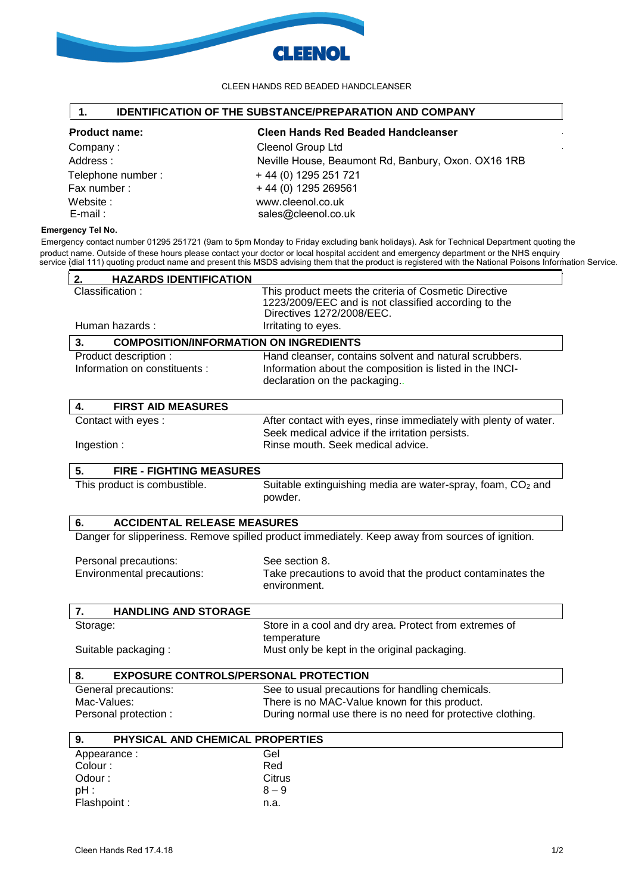CLEEN HANDS RED BEADED HANDCLEANSER

## 1. IDENTIFICATION OF THE SUBSTANCE/PREPARATION AND COMPANY

| | |
|---|---|
| **Product name:** | **Cleen Hands Red Beaded Handcleanser** |
| Company : | Cleenol Group Ltd |
| Address : | Neville House, Beaumont Rd, Banbury, Oxon. OX16 1RB |
| Telephone number : | + 44 (0) 1295 251 721 |
| Fax number : | + 44 (0) 1295 269561 |
| Website : | www.cleenol.co.uk |
| E-mail : | sales@cleenol.co.uk |

**Emergency Tel No.**

Emergency contact number 01295 251721 (9am to 5pm Monday to Friday excluding bank holidays). Ask for Technical Department quoting the product name. Outside of these hours please contact your doctor or local hospital accident and emergency department or the NHS enquiry service (dial 111) quoting product name and present this MSDS advising them that the product is registered with the National Poisons Information Service.

## 2. HAZARDS IDENTIFICATION

| | |
|---|---|
| Classification : | This product meets the criteria of Cosmetic Directive 1223/2009/EEC and is not classified according to the Directives 1272/2008/EEC. |
| Human hazards : | Irritating to eyes. |

## 3. COMPOSITION/INFORMATION ON INGREDIENTS

| | |
|---|---|
| Product description : | Hand cleanser, contains solvent and natural scrubbers. |
| Information on constituents : | Information about the composition is listed in the INCI-declaration on the packaging.. |

## 4. FIRST AID MEASURES

| | |
|---|---|
| Contact with eyes : | After contact with eyes, rinse immediately with plenty of water. Seek medical advice if the irritation persists. |
| Ingestion : | Rinse mouth. Seek medical advice. |

## 5. FIRE - FIGHTING MEASURES

| | |
|---|---|
| This product is combustible. | Suitable extinguishing media are water-spray, foam, $CO_2$ and powder. |

## 6. ACCIDENTAL RELEASE MEASURES

Danger for slipperiness. Remove spilled product immediately. Keep away from sources of ignition.

| | |
|---|---|
| Personal precautions: | See section 8. |
| Environmental precautions: | Take precautions to avoid that the product contaminates the environment. |

## 7. HANDLING AND STORAGE

| | |
|---|---|
| Storage: | Store in a cool and dry area. Protect from extremes of temperature |
| Suitable packaging : | Must only be kept in the original packaging. |

## 8. EXPOSURE CONTROLS/PERSONAL PROTECTION

| | |
|---|---|
| General precautions: | See to usual precautions for handling chemicals. |
| Mac-Values: | There is no MAC-Value known for this product. |
| Personal protection : | During normal use there is no need for protective clothing. |

## 9. PHYSICAL AND CHEMICAL PROPERTIES

| | |
|---|---|
| Appearance : | Gel |
| Colour : | Red |
| Odour : | Citrus |
| pH : | 8 – 9 |
| Flashpoint : | n.a. |

Cleen Hands Red 17.4.18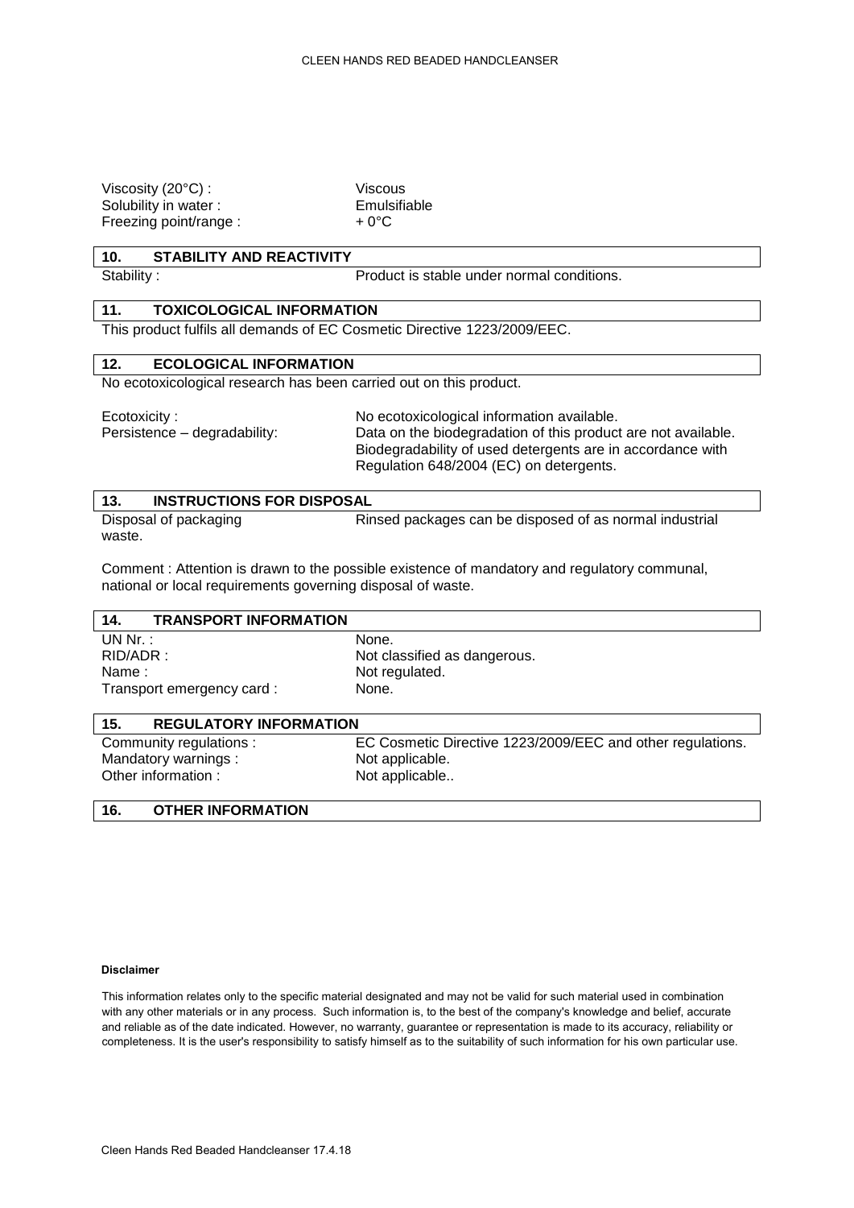| | |
|---|---|
| Viscosity (20°C) : | Viscous |
| Solubility in water : | Emulsifiable |
| Freezing point/range : | + 0°C |

## 10. STABILITY AND REACTIVITY

| | |
|---|---|
| Stability : | Product is stable under normal conditions. |

## 11. TOXICOLOGICAL INFORMATION

This product fulfils all demands of EC Cosmetic Directive 1223/2009/EEC.

## 12. ECOLOGICAL INFORMATION

No ecotoxicological research has been carried out on this product.

| | |
|---|---|
| Ecotoxicity : | No ecotoxicological information available. |
| Persistence – degradability: | Data on the biodegradation of this product are not available. Biodegradability of used detergents are in accordance with Regulation 648/2004 (EC) on detergents. |

## 13. INSTRUCTIONS FOR DISPOSAL

| | |
|---|---|
| Disposal of packaging waste. | Rinsed packages can be disposed of as normal industrial |

Comment : Attention is drawn to the possible existence of mandatory and regulatory communal, national or local requirements governing disposal of waste.

## 14. TRANSPORT INFORMATION

| | |
|---|---|
| UN Nr. : | None. |
| RID/ADR : | Not classified as dangerous. |
| Name : | Not regulated. |
| Transport emergency card : | None. |

## 15. REGULATORY INFORMATION

| | |
|---|---|
| Community regulations : | EC Cosmetic Directive 1223/2009/EEC and other regulations. |
| Mandatory warnings : | Not applicable. |
| Other information : | Not applicable.. |

## 16. OTHER INFORMATION

**Disclaimer**

This information relates only to the specific material designated and may not be valid for such material used in combination with any other materials or in any process. Such information is, to the best of the company's knowledge and belief, accurate and reliable as of the date indicated. However, no warranty, guarantee or representation is made to its accuracy, reliability or completeness. It is the user's responsibility to satisfy himself as to the suitability of such information for his own particular use.